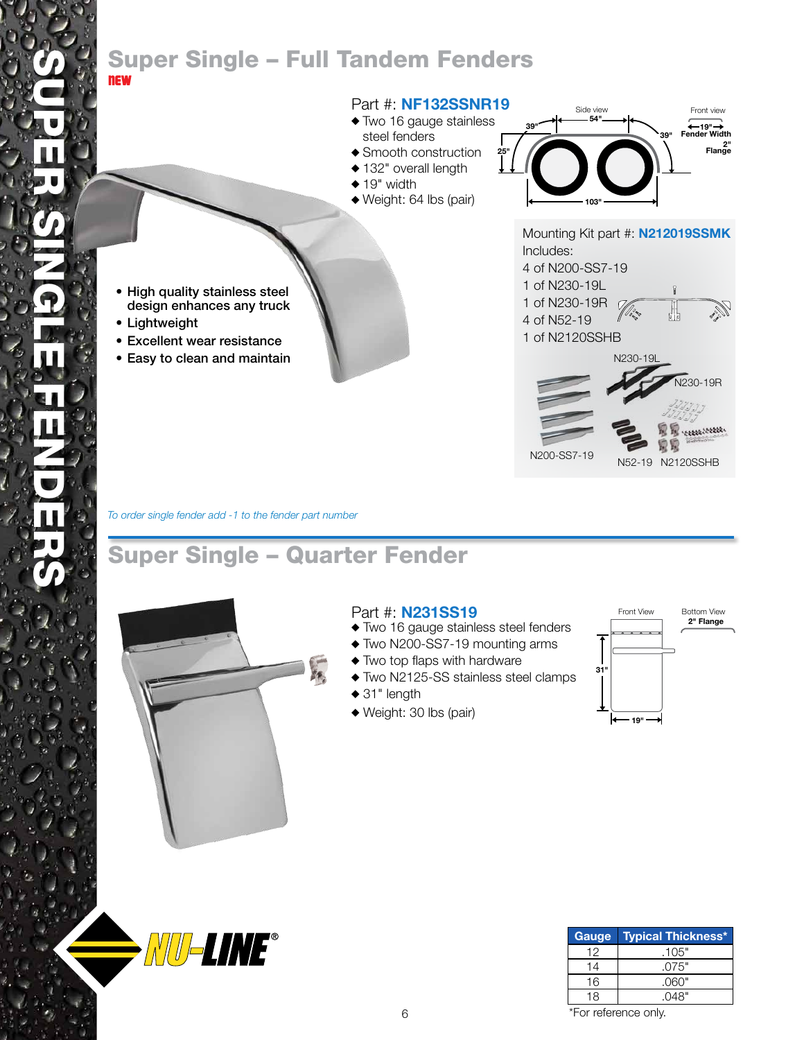# SUPER SINGLE FENDERS

## Super Single – Full Tandem Fenders

**NEW**

Part #: **NF132SSNR19**

- Two 16 gauge stainless steel fenders
- Smooth construction
- 132" overall length
- 19" width
- Weight: 64 lbs (pair)

Side view: 39" | 54" | 39" | 25" | 103"

Front view: 19" Fender Width | 2" Flange

- High quality stainless steel design enhances any truck
- Lightweight
- Excellent wear resistance
- Easy to clean and maintain

Mounting Kit part #: **N212019SSMK**

Includes:
4 of N200-SS7-19
1 of N230-19L
1 of N230-19R
4 of N52-19
1 of N2120SSHB

N230-19L
N230-19R
N200-SS7-19
N52-19
N2120SSHB

*To order single fender add -1 to the fender part number*

## Super Single – Quarter Fender

Part #: **N231SS19**

- Two 16 gauge stainless steel fenders
- Two N200-SS7-19 mounting arms
- Two top flaps with hardware
- Two N2125-SS stainless steel clamps
- 31" length
- Weight: 30 lbs (pair)

Front View: 31" | 19"

Bottom View: 2" Flange

NU-LINE®

| Gauge | Typical Thickness* |
|---|---|
| 12 | .105" |
| 14 | .075" |
| 16 | .060" |
| 18 | .048" |

*For reference only.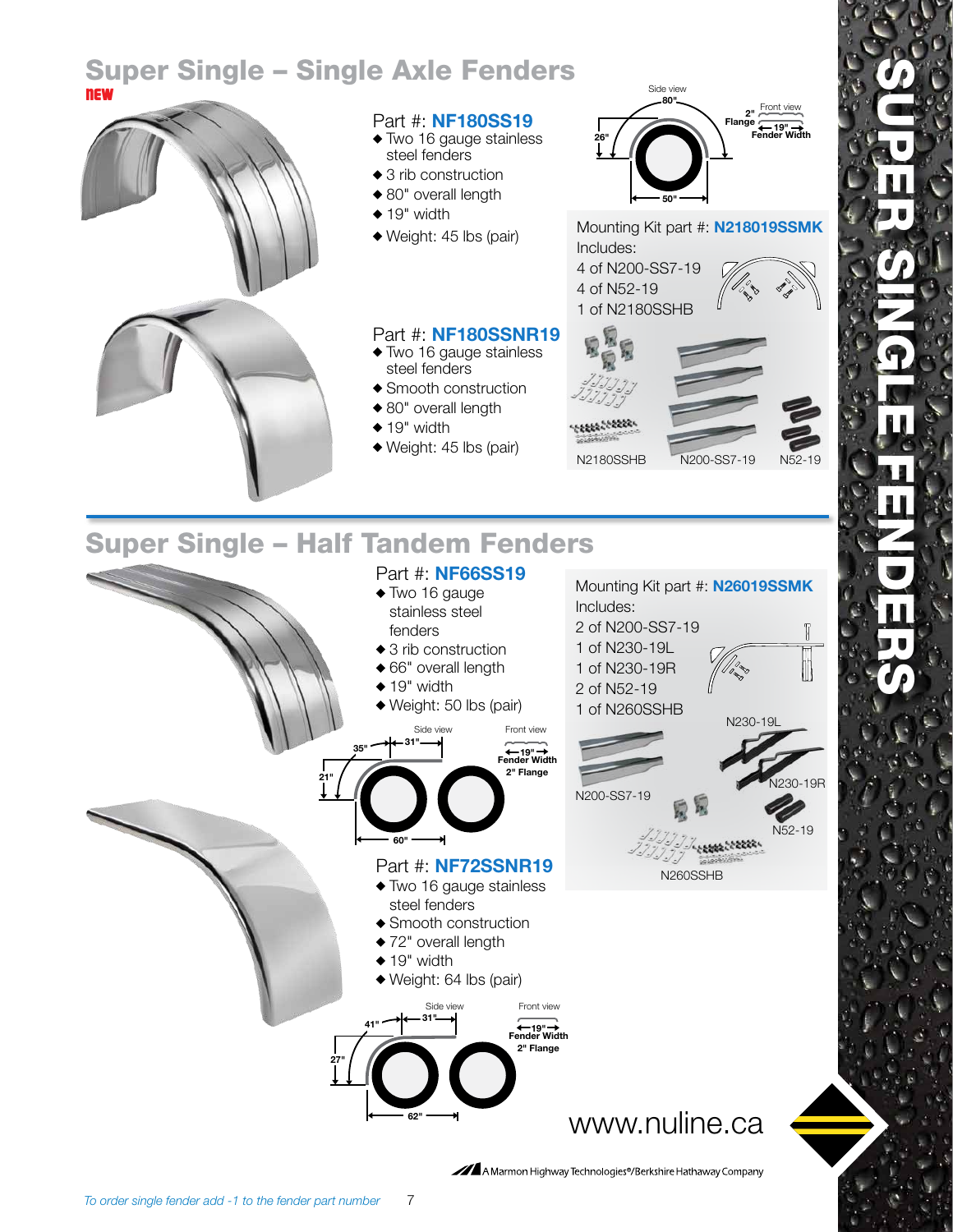## Super Single – Single Axle Fenders

NEW

Part #: **NF180SS19**

- Two 16 gauge stainless steel fenders
- 3 rib construction
- 80" overall length
- 19" width
- Weight: 45 lbs (pair)

Side view
80"
26"
50"

Front view
2" Flange
19" Fender Width

Mounting Kit part #: **N218019SSMK**

Includes:
4 of N200-SS7-19
4 of N52-19
1 of N2180SSHB

Part #: **NF180SSNR19**

- Two 16 gauge stainless steel fenders
- Smooth construction
- 80" overall length
- 19" width
- Weight: 45 lbs (pair)

N2180SSHB N200-SS7-19 N52-19

## Super Single – Half Tandem Fenders

Part #: **NF66SS19**

- Two 16 gauge stainless steel fenders
- 3 rib construction
- 66" overall length
- 19" width
- Weight: 50 lbs (pair)

Side view
35"
31"
21"
60"

Front view
19" Fender Width
2" Flange

Mounting Kit part #: **N26019SSMK**

Includes:
2 of N200-SS7-19
1 of N230-19L
1 of N230-19R
2 of N52-19
1 of N260SSHB

N230-19L N230-19R N200-SS7-19 N52-19 N260SSHB

Part #: **NF72SSNR19**

- Two 16 gauge stainless steel fenders
- Smooth construction
- 72" overall length
- 19" width
- Weight: 64 lbs (pair)

Side view
41"
31"
27"
62"

Front view
19" Fender Width
2" Flange

SUPER SINGLE FENDERS

www.nuline.ca

A Marmon Highway Technologies®/Berkshire Hathaway Company

*To order single fender add -1 to the fender part number*